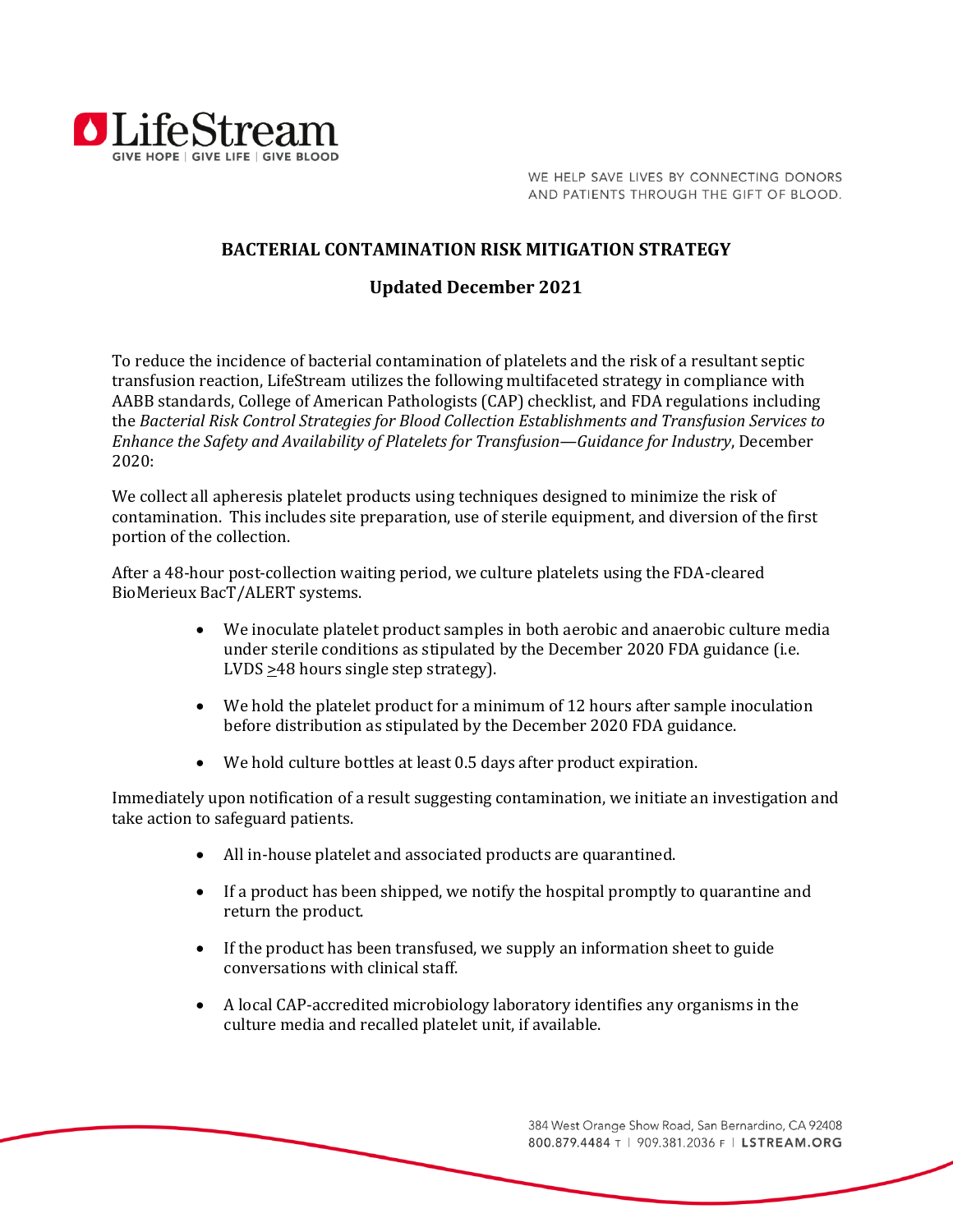WE HELP SAVE LIVES BY CONNECTING DONORS AND PATIENTS THROUGH THE GIFT OF BLOOD.

# BACTERIAL CONTAMINATION RISK MITIGATION STRATEGY

## Updated December 2021

To reduce the incidence of bacterial contamination of platelets and the risk of a resultant septic transfusion reaction, LifeStream utilizes the following multifaceted strategy in compliance with AABB standards, College of American Pathologists (CAP) checklist, and FDA regulations including the *Bacterial Risk Control Strategies for Blood Collection Establishments and Transfusion Services to Enhance the Safety and Availability of Platelets for Transfusion—Guidance for Industry*, December 2020:

We collect all apheresis platelet products using techniques designed to minimize the risk of contamination. This includes site preparation, use of sterile equipment, and diversion of the first portion of the collection.

After a 48-hour post-collection waiting period, we culture platelets using the FDA-cleared BioMerieux BacT/ALERT systems.

- We inoculate platelet product samples in both aerobic and anaerobic culture media under sterile conditions as stipulated by the December 2020 FDA guidance (i.e. LVDS ≥48 hours single step strategy).
- We hold the platelet product for a minimum of 12 hours after sample inoculation before distribution as stipulated by the December 2020 FDA guidance.
- We hold culture bottles at least 0.5 days after product expiration.

Immediately upon notification of a result suggesting contamination, we initiate an investigation and take action to safeguard patients.

- All in-house platelet and associated products are quarantined.
- If a product has been shipped, we notify the hospital promptly to quarantine and return the product.
- If the product has been transfused, we supply an information sheet to guide conversations with clinical staff.
- A local CAP-accredited microbiology laboratory identifies any organisms in the culture media and recalled platelet unit, if available.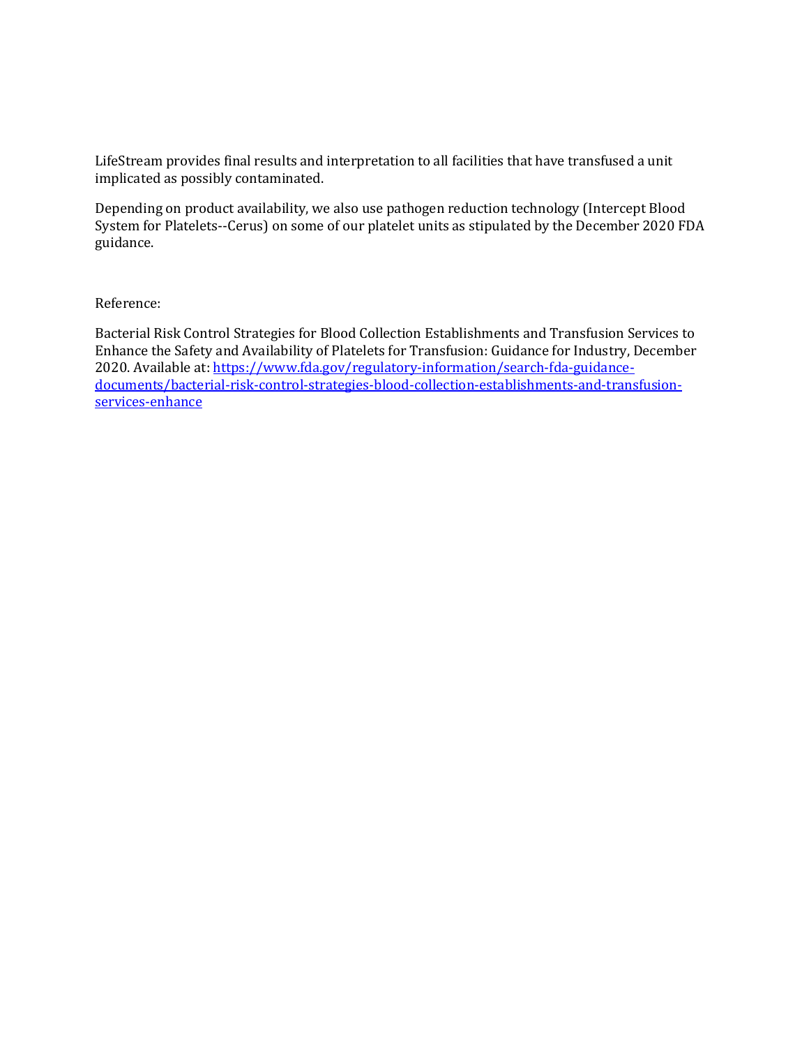LifeStream provides final results and interpretation to all facilities that have transfused a unit implicated as possibly contaminated.

Depending on product availability, we also use pathogen reduction technology (Intercept Blood System for Platelets--Cerus) on some of our platelet units as stipulated by the December 2020 FDA guidance.

Reference:

Bacterial Risk Control Strategies for Blood Collection Establishments and Transfusion Services to Enhance the Safety and Availability of Platelets for Transfusion: Guidance for Industry, December 2020. Available at: [https://www.fda.gov/regulatory-information/search-fda-guidance-documents/bacterial-risk-control-strategies-blood-collection-establishments-and-transfusion-services-enhance](https://www.fda.gov/regulatory-information/search-fda-guidance-documents/bacterial-risk-control-strategies-blood-collection-establishments-and-transfusion-services-enhance)